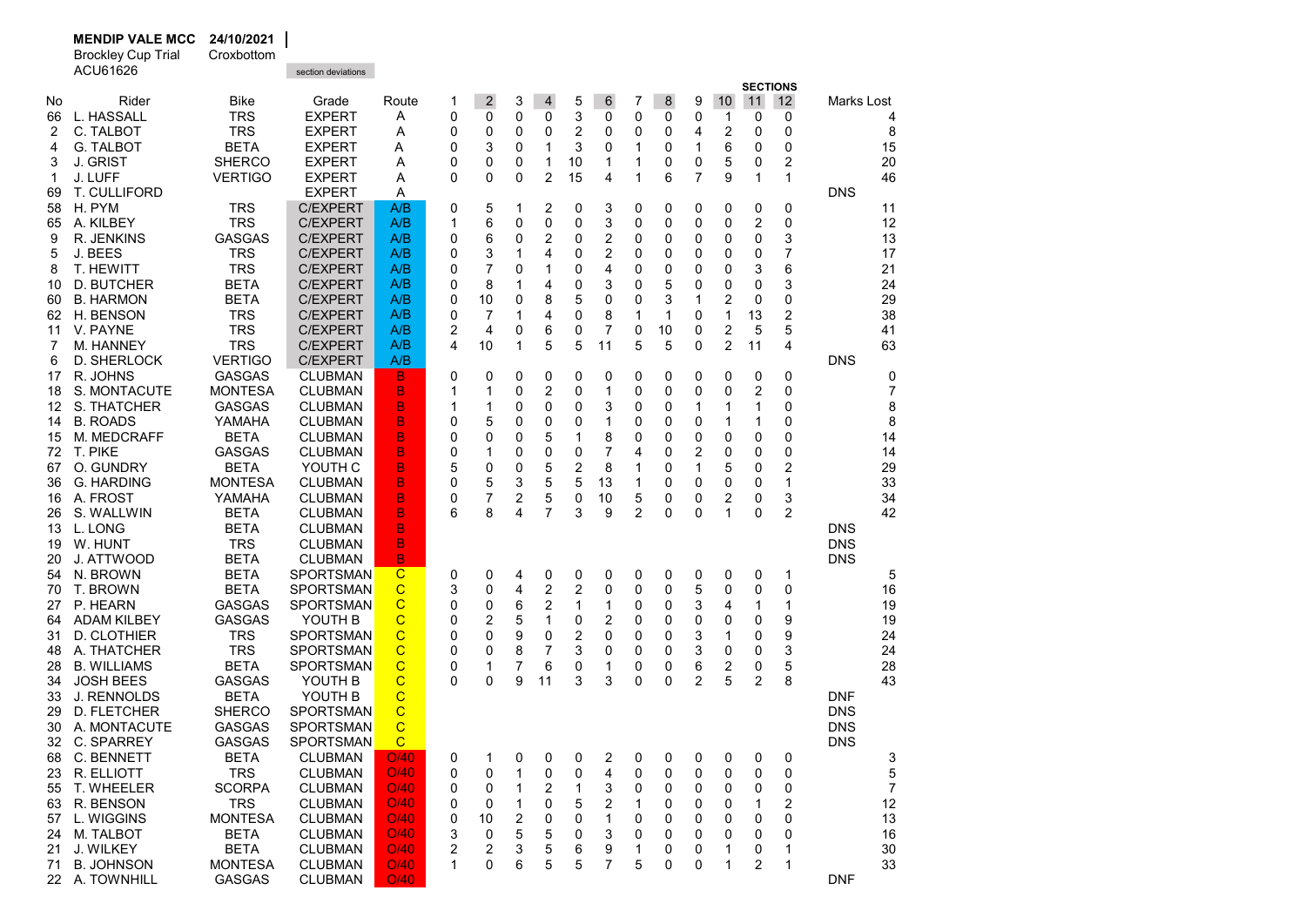**MENDIP VALE MCC** **24/10/2021**

Brockley Cup Trial Croxbottom

ACU61626

section deviations

| No | Rider | Bike | Grade | Route | 1 | 2 | 3 | 4 | 5 | 6 | 7 | 8 | 9 | 10 | 11 | 12 | Marks Lost |
|---|---|---|---|---|---|---|---|---|---|---|---|---|---|---|---|---|---|
| | | | | | | | | | | | SECTIONS | | | | | | |
| 66 | L. HASSALL | TRS | EXPERT | A | 0 | 0 | 0 | 0 | 3 | 0 | 0 | 0 | 0 | 1 | 0 | 0 | 4 |
| 2 | C. TALBOT | TRS | EXPERT | A | 0 | 0 | 0 | 0 | 2 | 0 | 0 | 0 | 4 | 2 | 0 | 0 | 8 |
| 4 | G. TALBOT | BETA | EXPERT | A | 0 | 3 | 0 | 1 | 3 | 0 | 1 | 0 | 1 | 6 | 0 | 0 | 15 |
| 3 | J. GRIST | SHERCO | EXPERT | A | 0 | 0 | 0 | 1 | 10 | 1 | 1 | 0 | 0 | 5 | 0 | 2 | 20 |
| 1 | J. LUFF | VERTIGO | EXPERT | A | 0 | 0 | 0 | 2 | 15 | 4 | 1 | 6 | 7 | 9 | 1 | 1 | 46 |
| 69 | T. CULLIFORD | | EXPERT | A | | | | | | | | | | | | | DNS |
| 58 | H. PYM | TRS | C/EXPERT | A/B | 0 | 5 | 1 | 2 | 0 | 3 | 0 | 0 | 0 | 0 | 0 | 0 | 11 |
| 65 | A. KILBEY | TRS | C/EXPERT | A/B | 1 | 6 | 0 | 0 | 0 | 3 | 0 | 0 | 0 | 0 | 2 | 0 | 12 |
| 9 | R. JENKINS | GASGAS | C/EXPERT | A/B | 0 | 6 | 0 | 2 | 0 | 2 | 0 | 0 | 0 | 0 | 0 | 3 | 13 |
| 5 | J. BEES | TRS | C/EXPERT | A/B | 0 | 3 | 1 | 4 | 0 | 2 | 0 | 0 | 0 | 0 | 0 | 7 | 17 |
| 8 | T. HEWITT | TRS | C/EXPERT | A/B | 0 | 7 | 0 | 1 | 0 | 4 | 0 | 0 | 0 | 0 | 3 | 6 | 21 |
| 10 | D. BUTCHER | BETA | C/EXPERT | A/B | 0 | 8 | 1 | 4 | 0 | 3 | 0 | 5 | 0 | 0 | 0 | 3 | 24 |
| 60 | B. HARMON | BETA | C/EXPERT | A/B | 0 | 10 | 0 | 8 | 5 | 0 | 0 | 3 | 1 | 2 | 0 | 0 | 29 |
| 62 | H. BENSON | TRS | C/EXPERT | A/B | 0 | 7 | 1 | 4 | 0 | 8 | 1 | 1 | 0 | 1 | 13 | 2 | 38 |
| 11 | V. PAYNE | TRS | C/EXPERT | A/B | 2 | 4 | 0 | 6 | 0 | 7 | 0 | 10 | 0 | 2 | 5 | 5 | 41 |
| 7 | M. HANNEY | TRS | C/EXPERT | A/B | 4 | 10 | 1 | 5 | 5 | 11 | 5 | 5 | 0 | 2 | 11 | 4 | 63 |
| 6 | D. SHERLOCK | VERTIGO | C/EXPERT | A/B | | | | | | | | | | | | | DNS |
| 17 | R. JOHNS | GASGAS | CLUBMAN | B | 0 | 0 | 0 | 0 | 0 | 0 | 0 | 0 | 0 | 0 | 0 | 0 | 0 |
| 18 | S. MONTACUTE | MONTESA | CLUBMAN | B | 1 | 1 | 0 | 2 | 0 | 1 | 0 | 0 | 0 | 0 | 2 | 0 | 7 |
| 12 | S. THATCHER | GASGAS | CLUBMAN | B | 1 | 1 | 0 | 0 | 0 | 3 | 0 | 0 | 1 | 1 | 1 | 0 | 8 |
| 14 | B. ROADS | YAMAHA | CLUBMAN | B | 0 | 5 | 0 | 0 | 0 | 1 | 0 | 0 | 0 | 1 | 1 | 0 | 8 |
| 15 | M. MEDCRAFF | BETA | CLUBMAN | B | 0 | 0 | 0 | 5 | 1 | 8 | 0 | 0 | 0 | 0 | 0 | 0 | 14 |
| 72 | T. PIKE | GASGAS | CLUBMAN | B | 0 | 1 | 0 | 0 | 0 | 7 | 4 | 0 | 2 | 0 | 0 | 0 | 14 |
| 67 | O. GUNDRY | BETA | YOUTH C | B | 5 | 0 | 0 | 5 | 2 | 8 | 1 | 0 | 1 | 5 | 0 | 2 | 29 |
| 36 | G. HARDING | MONTESA | CLUBMAN | B | 0 | 5 | 3 | 5 | 5 | 13 | 1 | 0 | 0 | 0 | 0 | 1 | 33 |
| 16 | A. FROST | YAMAHA | CLUBMAN | B | 0 | 7 | 2 | 5 | 0 | 10 | 5 | 0 | 0 | 2 | 0 | 3 | 34 |
| 26 | S. WALLWIN | BETA | CLUBMAN | B | 6 | 8 | 4 | 7 | 3 | 9 | 2 | 0 | 0 | 1 | 0 | 2 | 42 |
| 13 | L. LONG | BETA | CLUBMAN | B | | | | | | | | | | | | | DNS |
| 19 | W. HUNT | TRS | CLUBMAN | B | | | | | | | | | | | | | DNS |
| 20 | J. ATTWOOD | BETA | CLUBMAN | B | | | | | | | | | | | | | DNS |
| 54 | N. BROWN | BETA | SPORTSMAN | C | 0 | 0 | 4 | 0 | 0 | 0 | 0 | 0 | 0 | 0 | 0 | 1 | 5 |
| 70 | T. BROWN | BETA | SPORTSMAN | C | 3 | 0 | 4 | 2 | 2 | 0 | 0 | 0 | 5 | 0 | 0 | 0 | 16 |
| 27 | P. HEARN | GASGAS | SPORTSMAN | C | 0 | 0 | 6 | 2 | 1 | 1 | 0 | 0 | 3 | 4 | 1 | 1 | 19 |
| 64 | ADAM KILBEY | GASGAS | YOUTH B | C | 0 | 2 | 5 | 1 | 0 | 2 | 0 | 0 | 0 | 0 | 0 | 9 | 19 |
| 31 | D. CLOTHIER | TRS | SPORTSMAN | C | 0 | 0 | 9 | 0 | 2 | 0 | 0 | 0 | 3 | 1 | 0 | 9 | 24 |
| 48 | A. THATCHER | TRS | SPORTSMAN | C | 0 | 0 | 8 | 7 | 3 | 0 | 0 | 0 | 3 | 0 | 0 | 3 | 24 |
| 28 | B. WILLIAMS | BETA | SPORTSMAN | C | 0 | 1 | 7 | 6 | 0 | 1 | 0 | 0 | 6 | 2 | 0 | 5 | 28 |
| 34 | JOSH BEES | GASGAS | YOUTH B | C | 0 | 0 | 9 | 11 | 3 | 3 | 0 | 0 | 2 | 5 | 2 | 8 | 43 |
| 33 | J. RENNOLDS | BETA | YOUTH B | C | | | | | | | | | | | | | DNF |
| 29 | D. FLETCHER | SHERCO | SPORTSMAN | C | | | | | | | | | | | | | DNS |
| 30 | A. MONTACUTE | GASGAS | SPORTSMAN | C | | | | | | | | | | | | | DNS |
| 32 | C. SPARREY | GASGAS | SPORTSMAN | C | | | | | | | | | | | | | DNS |
| 68 | C. BENNETT | BETA | CLUBMAN | O/40 | 0 | 1 | 0 | 0 | 0 | 2 | 0 | 0 | 0 | 0 | 0 | 0 | 3 |
| 23 | R. ELLIOTT | TRS | CLUBMAN | O/40 | 0 | 0 | 1 | 0 | 0 | 4 | 0 | 0 | 0 | 0 | 0 | 0 | 5 |
| 55 | T. WHEELER | SCORPA | CLUBMAN | O/40 | 0 | 0 | 1 | 2 | 1 | 3 | 0 | 0 | 0 | 0 | 0 | 0 | 7 |
| 63 | R. BENSON | TRS | CLUBMAN | O/40 | 0 | 0 | 1 | 0 | 5 | 2 | 1 | 0 | 0 | 0 | 1 | 2 | 12 |
| 57 | L. WIGGINS | MONTESA | CLUBMAN | O/40 | 0 | 10 | 2 | 0 | 0 | 1 | 0 | 0 | 0 | 0 | 0 | 0 | 13 |
| 24 | M. TALBOT | BETA | CLUBMAN | O/40 | 3 | 0 | 5 | 5 | 0 | 3 | 0 | 0 | 0 | 0 | 0 | 0 | 16 |
| 21 | J. WILKEY | BETA | CLUBMAN | O/40 | 2 | 2 | 3 | 5 | 6 | 9 | 1 | 0 | 0 | 1 | 0 | 1 | 30 |
| 71 | B. JOHNSON | MONTESA | CLUBMAN | O/40 | 1 | 0 | 6 | 5 | 5 | 7 | 5 | 0 | 0 | 1 | 2 | 1 | 33 |
| 22 | A. TOWNHILL | GASGAS | CLUBMAN | O/40 | | | | | | | | | | | | | DNF |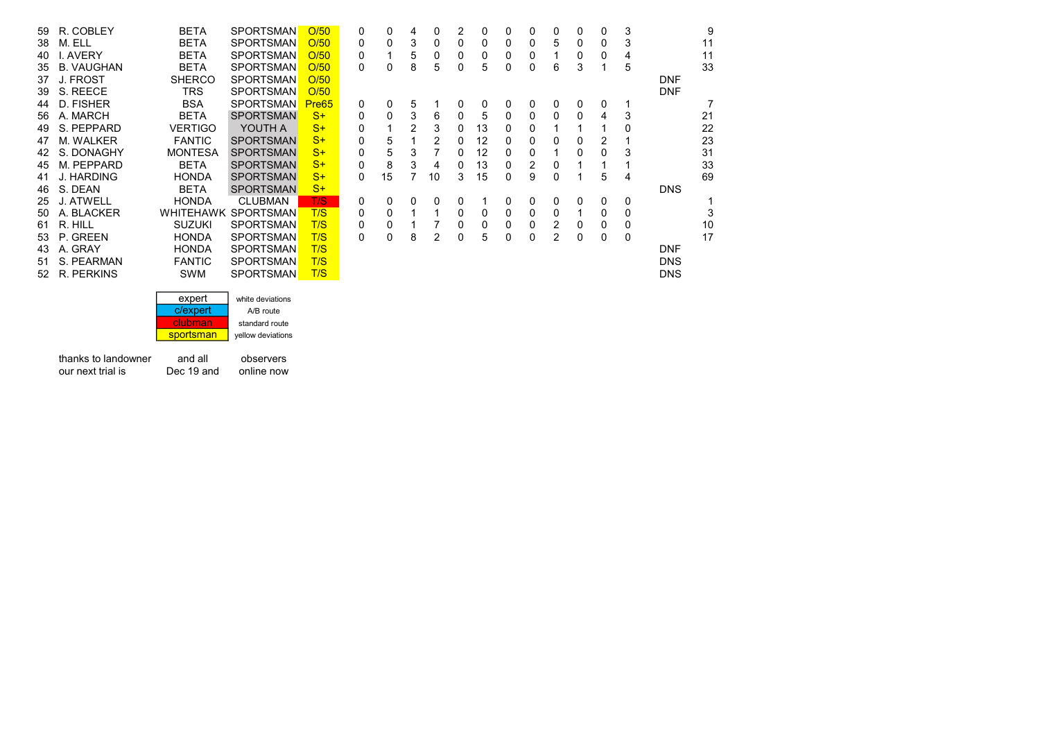| | | | | | | | | | | | | | | | | | | | | |
|---|---|---|---|---|---|---|---|---|---|---|---|---|---|---|---|---|---|---|---|---|
| 59 | R. COBLEY | BETA | SPORTSMAN | O/50 | 0 | 0 | 4 | 0 | 2 | 0 | 0 | 0 | 0 | 0 | 0 | 3 | | 9 |
| 38 | M. ELL | BETA | SPORTSMAN | O/50 | 0 | 0 | 3 | 0 | 0 | 0 | 0 | 0 | 5 | 0 | 0 | 3 | | 11 |
| 40 | I. AVERY | BETA | SPORTSMAN | O/50 | 0 | 1 | 5 | 0 | 0 | 0 | 0 | 0 | 1 | 0 | 0 | 4 | | 11 |
| 35 | B. VAUGHAN | BETA | SPORTSMAN | O/50 | 0 | 0 | 8 | 5 | 0 | 5 | 0 | 0 | 6 | 3 | 1 | 5 | | 33 |
| 37 | J. FROST | SHERCO | SPORTSMAN | O/50 | | | | | | | | | | | | | DNF | |
| 39 | S. REECE | TRS | SPORTSMAN | O/50 | | | | | | | | | | | | | DNF | |
| 44 | D. FISHER | BSA | SPORTSMAN | Pre65 | 0 | 0 | 5 | 1 | 0 | 0 | 0 | 0 | 0 | 0 | 0 | 1 | | 7 |
| 56 | A. MARCH | BETA | SPORTSMAN | S+ | 0 | 0 | 3 | 6 | 0 | 5 | 0 | 0 | 0 | 0 | 4 | 3 | | 21 |
| 49 | S. PEPPARD | VERTIGO | YOUTH A | S+ | 0 | 1 | 2 | 3 | 0 | 13 | 0 | 0 | 1 | 1 | 1 | 0 | | 22 |
| 47 | M. WALKER | FANTIC | SPORTSMAN | S+ | 0 | 5 | 1 | 2 | 0 | 12 | 0 | 0 | 0 | 0 | 2 | 1 | | 23 |
| 42 | S. DONAGHY | MONTESA | SPORTSMAN | S+ | 0 | 5 | 3 | 7 | 0 | 12 | 0 | 0 | 1 | 0 | 0 | 3 | | 31 |
| 45 | M. PEPPARD | BETA | SPORTSMAN | S+ | 0 | 8 | 3 | 4 | 0 | 13 | 0 | 2 | 0 | 1 | 1 | 1 | | 33 |
| 41 | J. HARDING | HONDA | SPORTSMAN | S+ | 0 | 15 | 7 | 10 | 3 | 15 | 0 | 9 | 0 | 1 | 5 | 4 | | 69 |
| 46 | S. DEAN | BETA | SPORTSMAN | S+ | | | | | | | | | | | | | DNS | |
| 25 | J. ATWELL | HONDA | CLUBMAN | T/S | 0 | 0 | 0 | 0 | 0 | 1 | 0 | 0 | 0 | 0 | 0 | 0 | | 1 |
| 50 | A. BLACKER | WHITEHAWK | SPORTSMAN | T/S | 0 | 0 | 1 | 1 | 0 | 0 | 0 | 0 | 0 | 1 | 0 | 0 | | 3 |
| 61 | R. HILL | SUZUKI | SPORTSMAN | T/S | 0 | 0 | 1 | 7 | 0 | 0 | 0 | 0 | 2 | 0 | 0 | 0 | | 10 |
| 53 | P. GREEN | HONDA | SPORTSMAN | T/S | 0 | 0 | 8 | 2 | 0 | 5 | 0 | 0 | 2 | 0 | 0 | 0 | | 17 |
| 43 | A. GRAY | HONDA | SPORTSMAN | T/S | | | | | | | | | | | | | DNF | |
| 51 | S. PEARMAN | FANTIC | SPORTSMAN | T/S | | | | | | | | | | | | | DNS | |
| 52 | R. PERKINS | SWM | SPORTSMAN | T/S | | | | | | | | | | | | | DNS | |

| | |
|---|---|
| expert | white deviations |
| c/expert | A/B route |
| clubman | standard route |
| sportsman | yellow deviations |

thanks to landowner and all observers

our next trial is Dec 19 and online now